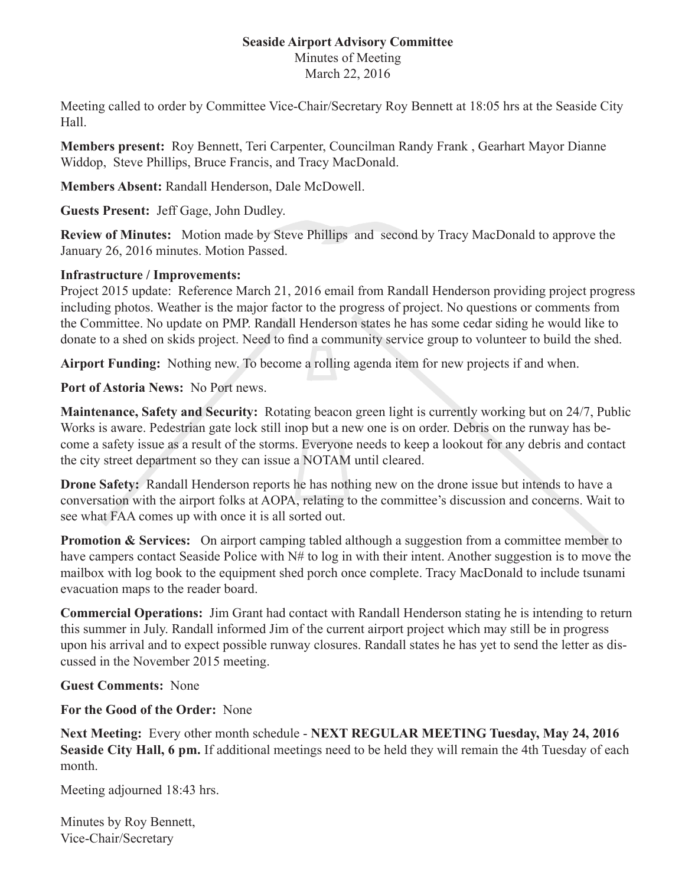# Seaside Airport Advisory Committee

Minutes of Meeting
March 22, 2016

Meeting called to order by Committee Vice-Chair/Secretary Roy Bennett at 18:05 hrs at the Seaside City Hall.

**Members present:** Roy Bennett, Teri Carpenter, Councilman Randy Frank , Gearhart Mayor Dianne Widdop, Steve Phillips, Bruce Francis, and Tracy MacDonald.

**Members Absent:** Randall Henderson, Dale McDowell.

**Guests Present:** Jeff Gage, John Dudley.

**Review of Minutes:** Motion made by Steve Phillips and second by Tracy MacDonald to approve the January 26, 2016 minutes. Motion Passed.

**Infrastructure / Improvements:**
Project 2015 update: Reference March 21, 2016 email from Randall Henderson providing project progress including photos. Weather is the major factor to the progress of project. No questions or comments from the Committee. No update on PMP. Randall Henderson states he has some cedar siding he would like to donate to a shed on skids project. Need to find a community service group to volunteer to build the shed.

**Airport Funding:** Nothing new. To become a rolling agenda item for new projects if and when.

**Port of Astoria News:** No Port news.

**Maintenance, Safety and Security:** Rotating beacon green light is currently working but on 24/7, Public Works is aware. Pedestrian gate lock still inop but a new one is on order. Debris on the runway has become a safety issue as a result of the storms. Everyone needs to keep a lookout for any debris and contact the city street department so they can issue a NOTAM until cleared.

**Drone Safety:** Randall Henderson reports he has nothing new on the drone issue but intends to have a conversation with the airport folks at AOPA, relating to the committee's discussion and concerns. Wait to see what FAA comes up with once it is all sorted out.

**Promotion & Services:** On airport camping tabled although a suggestion from a committee member to have campers contact Seaside Police with N# to log in with their intent. Another suggestion is to move the mailbox with log book to the equipment shed porch once complete. Tracy MacDonald to include tsunami evacuation maps to the reader board.

**Commercial Operations:** Jim Grant had contact with Randall Henderson stating he is intending to return this summer in July. Randall informed Jim of the current airport project which may still be in progress upon his arrival and to expect possible runway closures. Randall states he has yet to send the letter as discussed in the November 2015 meeting.

**Guest Comments:** None

**For the Good of the Order:** None

**Next Meeting:** Every other month schedule - **NEXT REGULAR MEETING Tuesday, May 24, 2016 Seaside City Hall, 6 pm.** If additional meetings need to be held they will remain the 4th Tuesday of each month.

Meeting adjourned 18:43 hrs.

Minutes by Roy Bennett,
Vice-Chair/Secretary